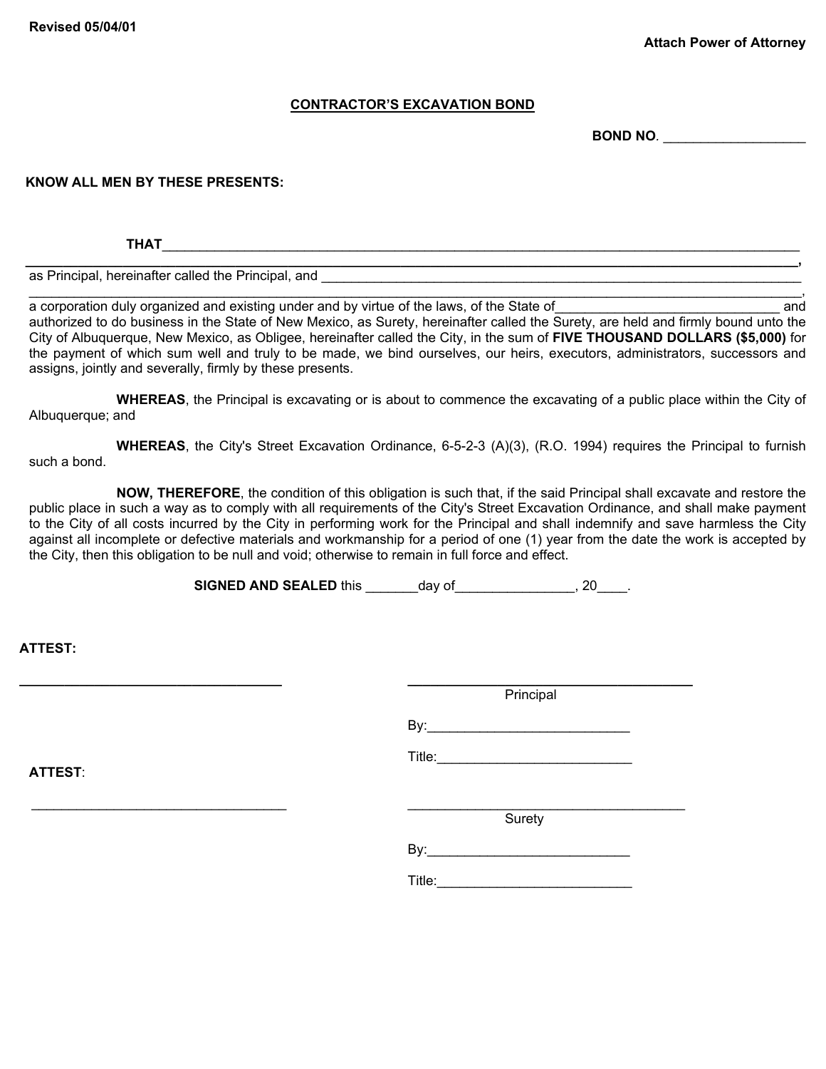Revised 05/04/01

**Attach Power of Attorney**

**CONTRACTOR'S EXCAVATION BOND**

**BOND NO**. ___________________

**KNOW ALL MEN BY THESE PRESENTS:**

**THAT**_________________________________________________________________________________________
_________________________________________________________________________________________________,
as Principal, hereinafter called the Principal, and ____________________________________________________________
_________________________________________________________________________________________________,
a corporation duly organized and existing under and by virtue of the laws, of the State of______________________________ and authorized to do business in the State of New Mexico, as Surety, hereinafter called the Surety, are held and firmly bound unto the City of Albuquerque, New Mexico, as Obligee, hereinafter called the City, in the sum of **FIVE THOUSAND DOLLARS ($5,000)** for the payment of which sum well and truly to be made, we bind ourselves, our heirs, executors, administrators, successors and assigns, jointly and severally, firmly by these presents.

**WHEREAS**, the Principal is excavating or is about to commence the excavating of a public place within the City of Albuquerque; and

**WHEREAS**, the City's Street Excavation Ordinance, 6-5-2-3 (A)(3), (R.O. 1994) requires the Principal to furnish such a bond.

**NOW, THEREFORE**, the condition of this obligation is such that, if the said Principal shall excavate and restore the public place in such a way as to comply with all requirements of the City's Street Excavation Ordinance, and shall make payment to the City of all costs incurred by the City in performing work for the Principal and shall indemnify and save harmless the City against all incomplete or defective materials and workmanship for a period of one (1) year from the date the work is accepted by the City, then this obligation to be null and void; otherwise to remain in full force and effect.

**SIGNED AND SEALED** this _______day of________________, 20____.

**ATTEST:**

___________________________________ ______________________________________
Principal

By:___________________________

Title:__________________________

**ATTEST**:

___________________________________ ______________________________________
Surety

By:___________________________

Title:__________________________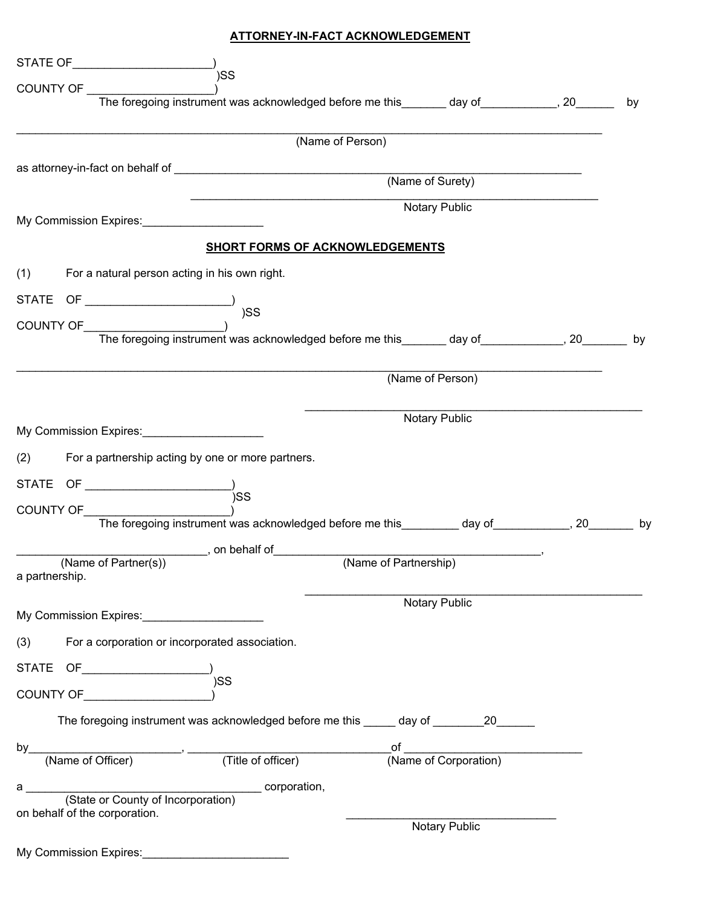## ATTORNEY-IN-FACT ACKNOWLEDGEMENT

STATE OF______________________)
)SS
COUNTY OF _____________________)

The foregoing instrument was acknowledged before me this_______ day of____________, 20______ by

______________________________________________________________________________________
(Name of Person)

as attorney-in-fact on behalf of ____________________________________________________________
(Name of Surety)

____________________________________________________________
Notary Public

My Commission Expires:___________________

## SHORT FORMS OF ACKNOWLEDGEMENTS

(1) For a natural person acting in his own right.

STATE OF _______________________)
)SS
COUNTY OF_______________________)

The foregoing instrument was acknowledged before me this_______ day of_____________, 20_______ by

______________________________________________________________________________________
(Name of Person)

__________________________________________________
Notary Public

My Commission Expires:___________________

(2) For a partnership acting by one or more partners.

STATE OF _______________________)
)SS
COUNTY OF_______________________)

The foregoing instrument was acknowledged before me this_________ day of____________, 20_______ by

____________________________, on behalf of________________________________________,
(Name of Partner(s)) (Name of Partnership)

a partnership.

__________________________________________________
Notary Public

My Commission Expires:___________________

(3) For a corporation or incorporated association.

STATE OF____________________)
)SS
COUNTY OF____________________)

The foregoing instrument was acknowledged before me this _____ day of ________20______

by________________________, ________________________________of ___________________________
(Name of Officer) (Title of officer) (Name of Corporation)

a ___________________________________ corporation,
(State or County of Incorporation)

on behalf of the corporation.

________________________________
Notary Public

My Commission Expires:_______________________